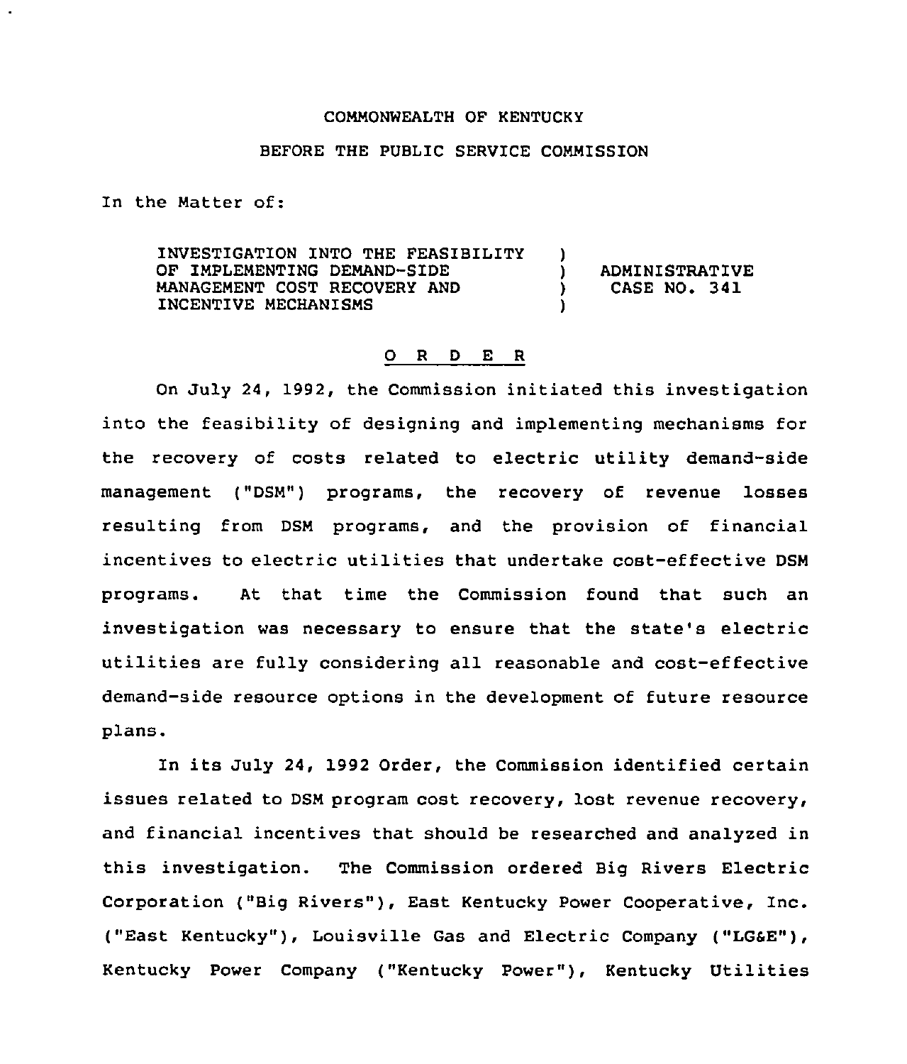COMMONWEALTH OF KENTUCKY

BEFORE THE PUBLIC SERVICE COMMISSION

In the Matter of:

| | | |
|---|---|---|
| INVESTIGATION INTO THE FEASIBILITY OF IMPLEMENTING DEMAND-SIDE MANAGEMENT COST RECOVERY AND INCENTIVE MECHANISMS | ) ) ) ) | ADMINISTRATIVE CASE NO. 341 |

## O R D E R

On July 24, 1992, the Commission initiated this investigation into the feasibility of designing and implementing mechanisms for the recovery of costs related to electric utility demand-side management ("DSM") programs, the recovery of revenue losses resulting from DSM programs, and the provision of financial incentives to electric utilities that undertake cost-effective DSM programs. At that time the Commission found that such an investigation was necessary to ensure that the state's electric utilities are fully considering all reasonable and cost-effective demand-side resource options in the development of future resource plans.

In its July 24, 1992 Order, the Commission identified certain issues related to DSM program cost recovery, lost revenue recovery, and financial incentives that should be researched and analyzed in this investigation. The Commission ordered Big Rivers Electric Corporation ("Big Rivers"), East Kentucky Power Cooperative, Inc. ("East Kentucky"), Louisville Gas and Electric Company ("LG&E"), Kentucky Power Company ("Kentucky Power"), Kentucky Utilities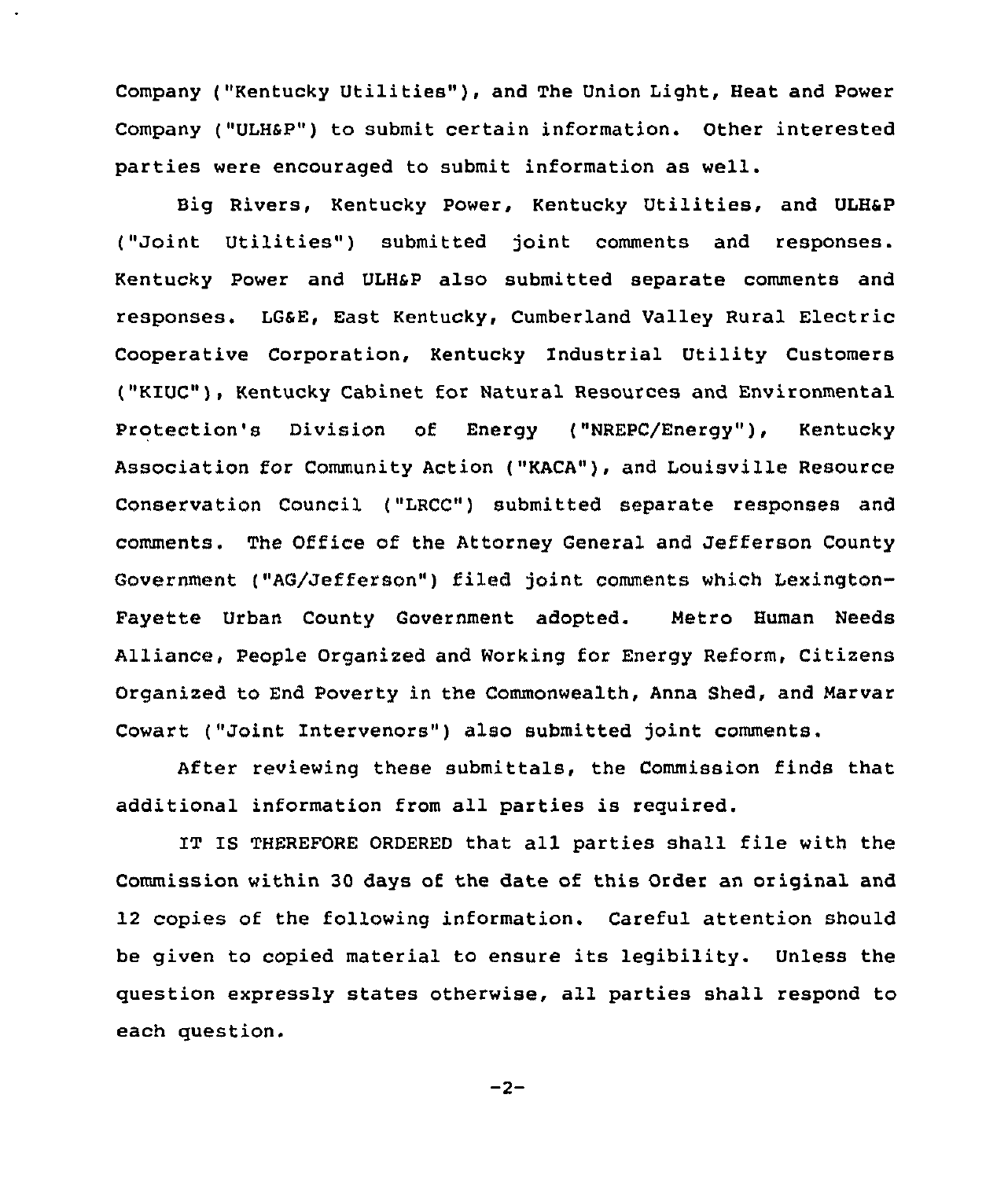Company ("Kentucky Utilities"), and The Union Light, Heat and Power Company ("ULH&P") to submit certain information. Other interested parties were encouraged to submit information as well.

Big Rivers, Kentucky Power, Kentucky Utilities, and ULH&P ("Joint Utilities") submitted joint comments and responses. Kentucky Power and ULH&P also submitted separate comments and responses. LG&E, East Kentucky, Cumberland Valley Rural Electric Cooperative Corporation, Kentucky Industrial Utility Customers ("KIUC"), Kentucky Cabinet for Natural Resources and Environmental Protection's Division of Energy ("NREPC/Energy"), Kentucky Association for Community Action ("KACA"), and Louisville Resource Conservation Council ("LRCC") submitted separate responses and comments. The Office of the Attorney General and Jefferson County Government ("AG/Jefferson") filed joint comments which Lexington-Fayette Urban County Government adopted. Metro Human Needs Alliance, People Organized and Working for Energy Reform, Citizens Organized to End Poverty in the Commonwealth, Anna Shed, and Marvar Cowart ("Joint Intervenors") also submitted joint comments.

After reviewing these submittals, the Commission finds that additional information from all parties is required.

IT IS THEREFORE ORDERED that all parties shall file with the Commission within 30 days of the date of this Order an original and 12 copies of the following information. Careful attention should be given to copied material to ensure its legibility. Unless the question expressly states otherwise, all parties shall respond to each question.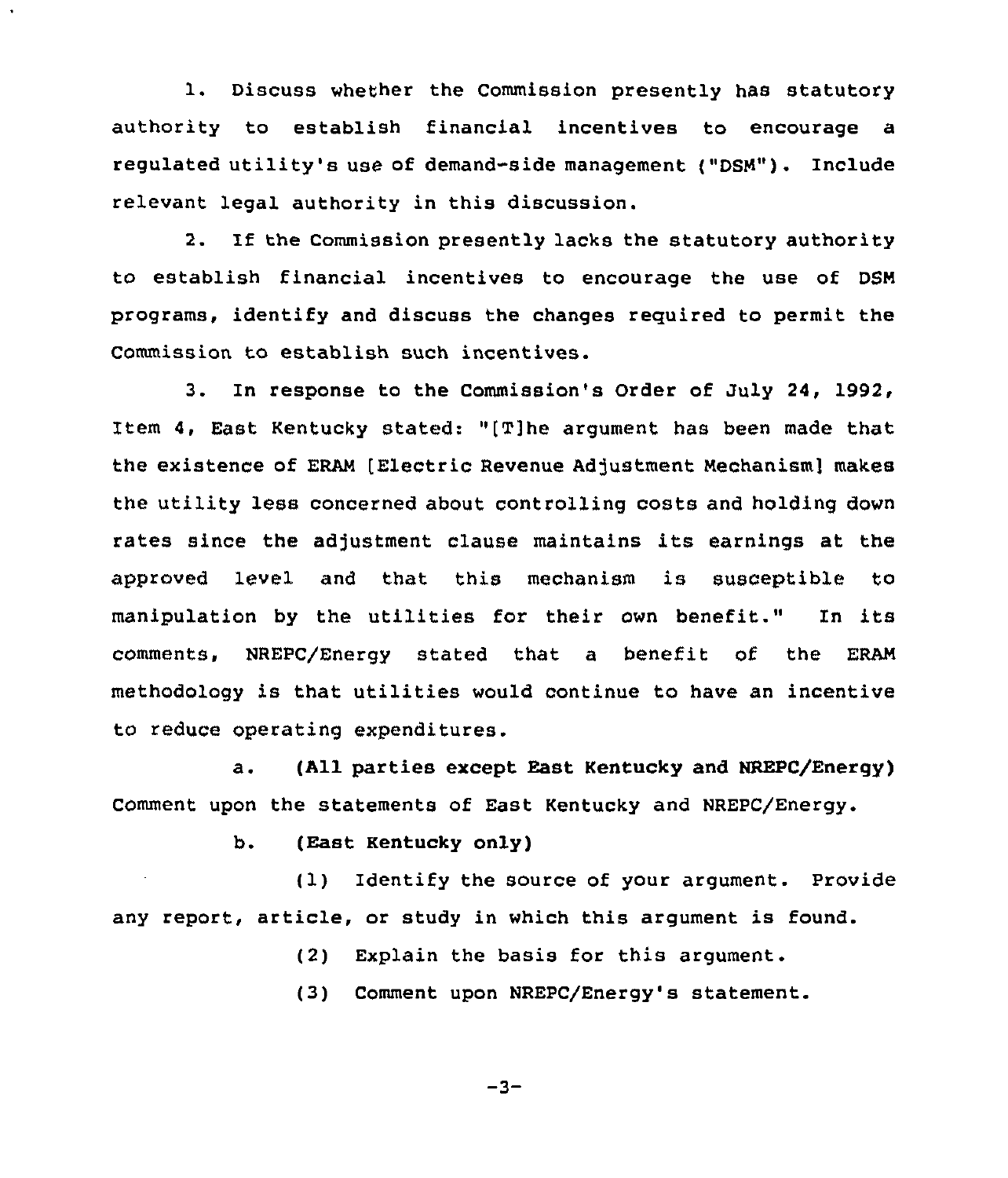1. Discuss whether the Commission presently has statutory authority to establish financial incentives to encourage a regulated utility's use of demand-side management ("DSM"). Include relevant legal authority in this discussion.

2. If the Commission presently lacks the statutory authority to establish financial incentives to encourage the use of DSM programs, identify and discuss the changes required to permit the Commission to establish such incentives.

3. In response to the Commission's Order of July 24, 1992, Item 4, East Kentucky stated: "[T]he argument has been made that the existence of ERAM [Electric Revenue Adjustment Mechanism] makes the utility less concerned about controlling costs and holding down rates since the adjustment clause maintains its earnings at the approved level and that this mechanism is susceptible to manipulation by the utilities for their own benefit." In its comments, NREPC/Energy stated that a benefit of the ERAM methodology is that utilities would continue to have an incentive to reduce operating expenditures.

a. **(All parties except East Kentucky and NREPC/Energy)** Comment upon the statements of East Kentucky and NREPC/Energy.

b. **(East Kentucky only)**

(1) Identify the source of your argument. Provide any report, article, or study in which this argument is found.

(2) Explain the basis for this argument.

(3) Comment upon NREPC/Energy's statement.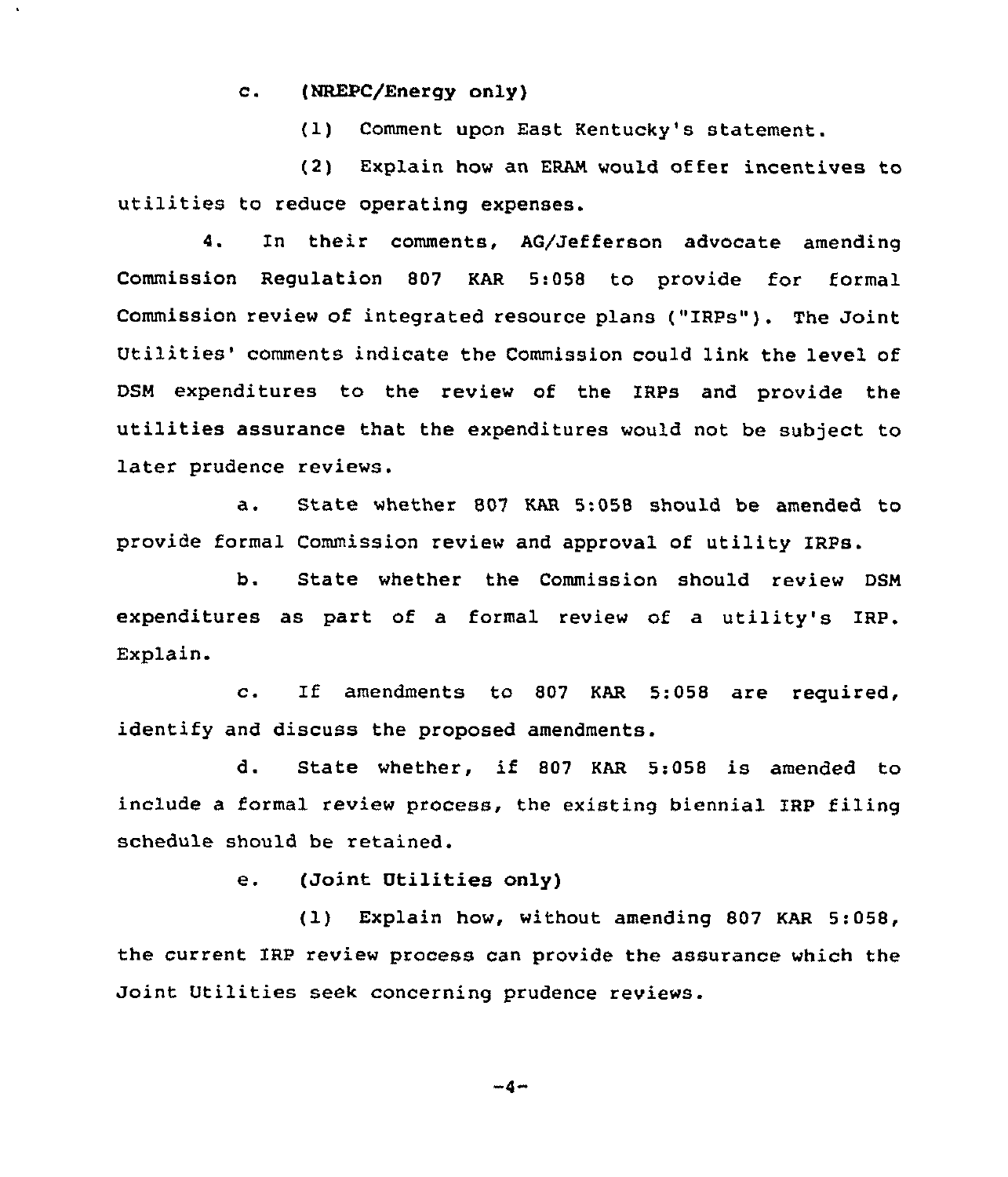c. (NREPC/Energy only)

(1) Comment upon East Kentucky's statement.

(2) Explain how an ERAM would offer incentives to utilities to reduce operating expenses.

4. In their comments, AG/Jefferson advocate amending Commission Regulation 807 KAR 5:058 to provide for formal Commission review of integrated resource plans ("IRPs"). The Joint Utilities' comments indicate the Commission could link the level of DSM expenditures to the review of the IRPs and provide the utilities assurance that the expenditures would not be subject to later prudence reviews.

a. State whether 807 KAR 5:058 should be amended to provide formal Commission review and approval of utility IRPs.

b. State whether the Commission should review DSM expenditures as part of a formal review of a utility's IRP. Explain.

c. If amendments to 807 KAR 5:058 are required, identify and discuss the proposed amendments.

d. State whether, if 807 KAR 5:058 is amended to include a formal review process, the existing biennial IRP filing schedule should be retained.

e. (Joint Utilities only)

(1) Explain how, without amending 807 KAR 5:058, the current IRP review process can provide the assurance which the Joint Utilities seek concerning prudence reviews.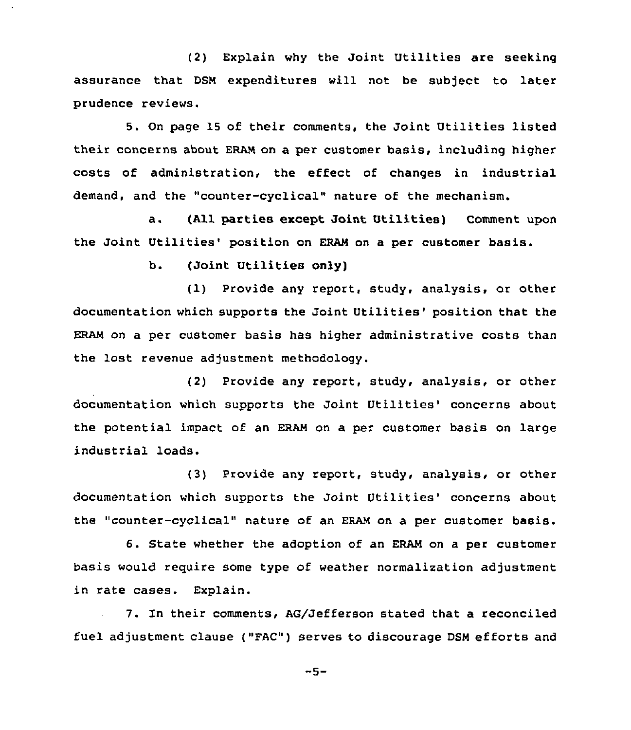(2) Explain why the Joint Utilities are seeking assurance that DSM expenditures will not be subject to later prudence reviews.

5. On page 15 of their comments, the Joint Utilities listed their concerns about ERAM on a per customer basis, including higher costs of administration, the effect of changes in industrial demand, and the "counter-cyclical" nature of the mechanism.

a. **(All parties except Joint Utilities)** Comment upon the Joint Utilities' position on ERAM on a per customer basis.

b. **(Joint Utilities only)**

(1) Provide any report, study, analysis, or other documentation which supports the Joint Utilities' position that the ERAM on a per customer basis has higher administrative costs than the lost revenue adjustment methodology.

(2) Provide any report, study, analysis, or other documentation which supports the Joint Utilities' concerns about the potential impact of an ERAM on a per customer basis on large industrial loads.

(3) Provide any report, study, analysis, or other documentation which supports the Joint Utilities' concerns about the "counter-cyclical" nature of an ERAM on a per customer basis.

6. State whether the adoption of an ERAM on a per customer basis would require some type of weather normalization adjustment in rate cases. Explain.

7. In their comments, AG/Jefferson stated that a reconciled fuel adjustment clause ("FAC") serves to discourage DSM efforts and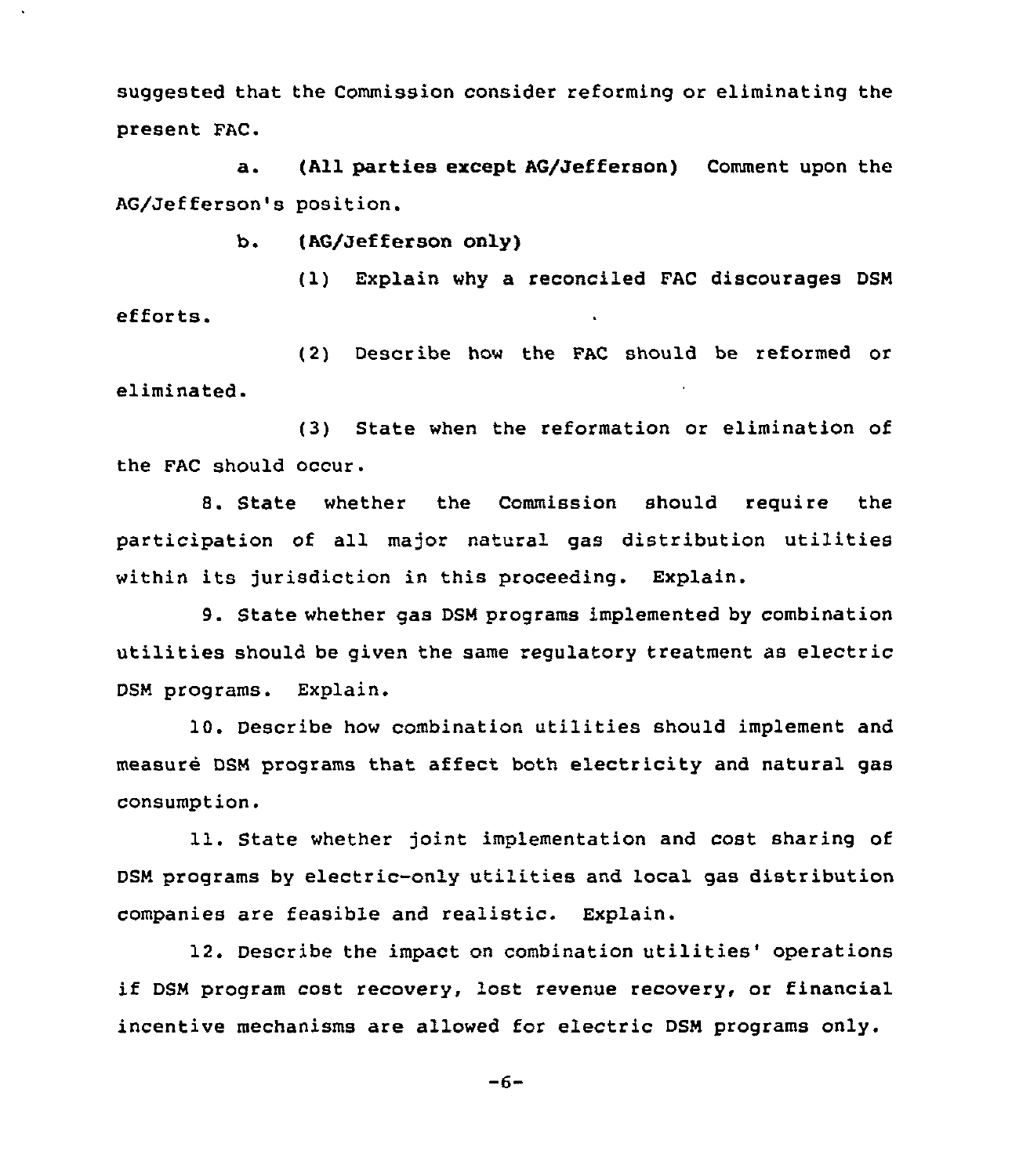suggested that the Commission consider reforming or eliminating the present FAC.

a. **(All parties except AG/Jefferson)** Comment upon the AG/Jefferson's position.

b. **(AG/Jefferson only)**

(1) Explain why a reconciled FAC discourages DSM efforts.

(2) Describe how the FAC should be reformed or eliminated.

(3) State when the reformation or elimination of the FAC should occur.

8. State whether the Commission should require the participation of all major natural gas distribution utilities within its jurisdiction in this proceeding. Explain.

9. State whether gas DSM programs implemented by combination utilities should be given the same regulatory treatment as electric DSM programs. Explain.

10. Describe how combination utilities should implement and measure DSM programs that affect both electricity and natural gas consumption.

11. State whether joint implementation and cost sharing of DSM programs by electric-only utilities and local gas distribution companies are feasible and realistic. Explain.

12. Describe the impact on combination utilities' operations if DSM program cost recovery, lost revenue recovery, or financial incentive mechanisms are allowed for electric DSM programs only.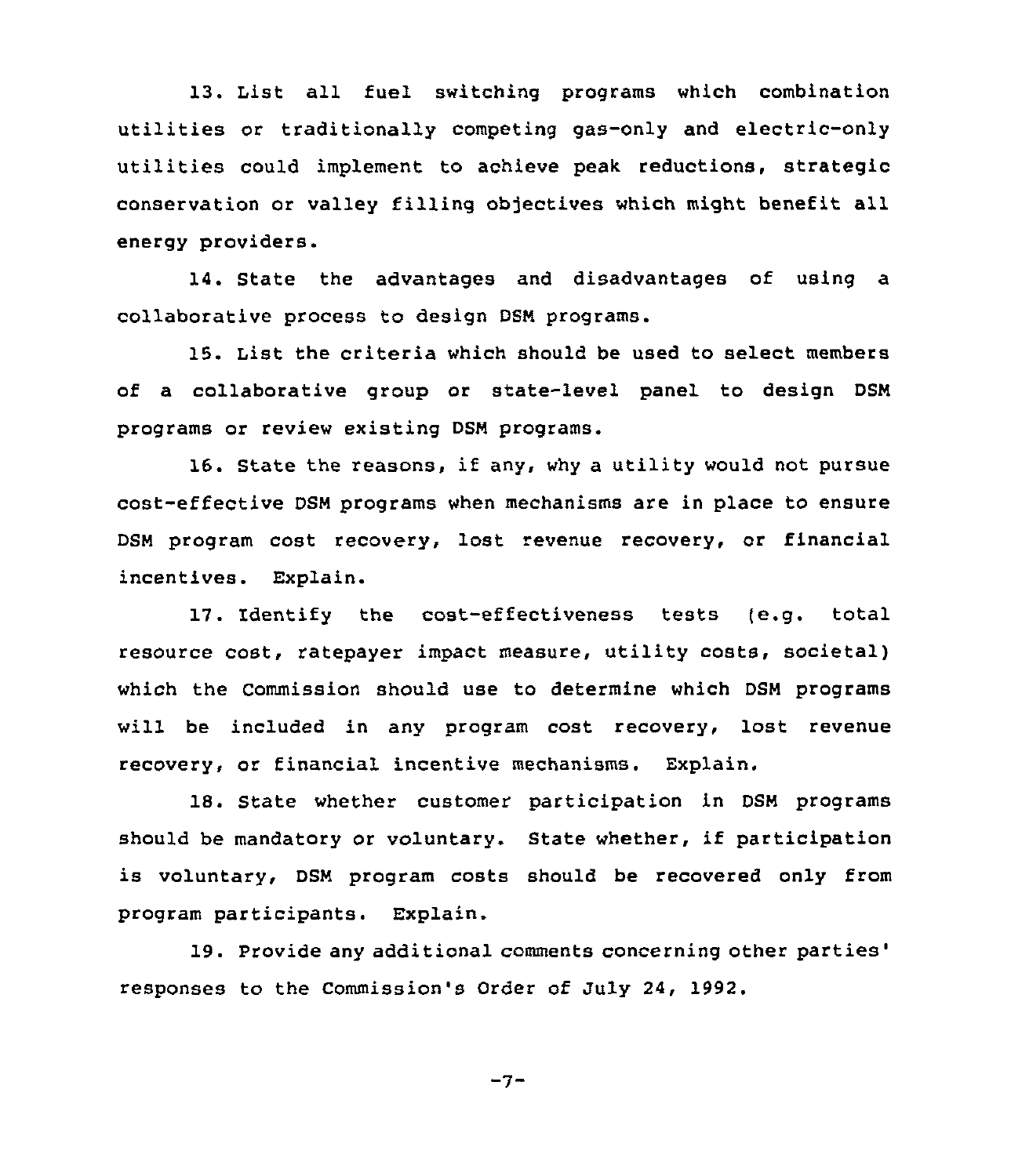13. List all fuel switching programs which combination utilities or traditionally competing gas-only and electric-only utilities could implement to achieve peak reductions, strategic conservation or valley filling objectives which might benefit all energy providers.

14. State the advantages and disadvantages of using a collaborative process to design DSM programs.

15. List the criteria which should be used to select members of a collaborative group or state-level panel to design DSM programs or review existing DSM programs.

16. State the reasons, if any, why a utility would not pursue cost-effective DSM programs when mechanisms are in place to ensure DSM program cost recovery, lost revenue recovery, or financial incentives. Explain.

17. Identify the cost-effectiveness tests (e.g. total resource cost, ratepayer impact measure, utility costs, societal) which the Commission should use to determine which DSM programs will be included in any program cost recovery, lost revenue recovery, or financial incentive mechanisms. Explain.

18. State whether customer participation in DSM programs should be mandatory or voluntary. State whether, if participation is voluntary, DSM program costs should be recovered only from program participants. Explain.

19. Provide any additional comments concerning other parties' responses to the Commission's Order of July 24, 1992.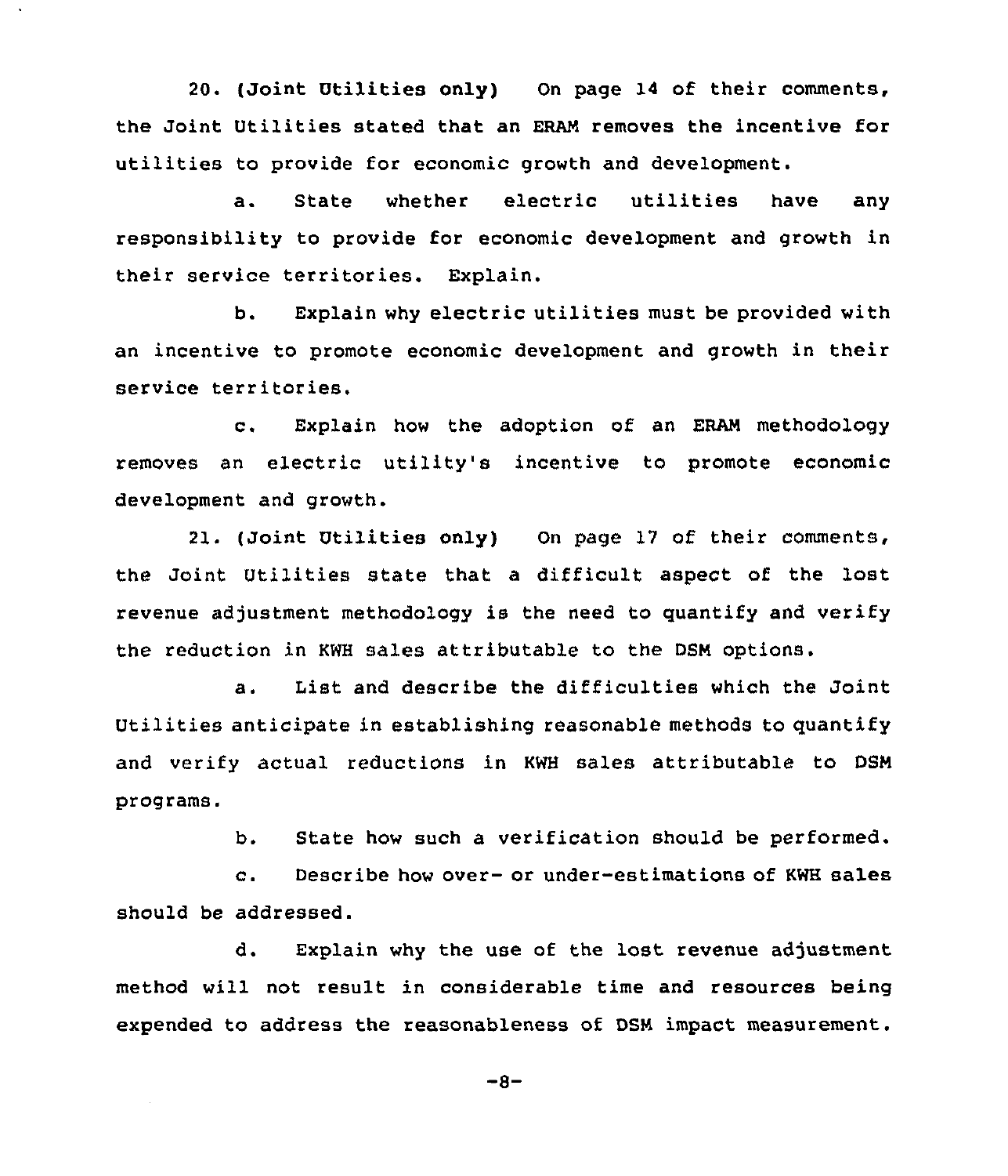20. (Joint Utilities only) On page 14 of their comments, the Joint Utilities stated that an ERAM removes the incentive for utilities to provide for economic growth and development.

a. State whether electric utilities have any responsibility to provide for economic development and growth in their service territories. Explain.

b. Explain why electric utilities must be provided with an incentive to promote economic development and growth in their service territories.

c. Explain how the adoption of an ERAM methodology removes an electric utility's incentive to promote economic development and growth.

21. (Joint Utilities only) On page 17 of their comments, the Joint Utilities state that a difficult aspect of the lost revenue adjustment methodology is the need to quantify and verify the reduction in KWH sales attributable to the DSM options.

a. List and describe the difficulties which the Joint Utilities anticipate in establishing reasonable methods to quantify and verify actual reductions in KWH sales attributable to DSM programs.

b. State how such a verification should be performed.

c. Describe how over- or under-estimations of KWH sales should be addressed.

d. Explain why the use of the lost revenue adjustment method will not result in considerable time and resources being expended to address the reasonableness of DSM impact measurement.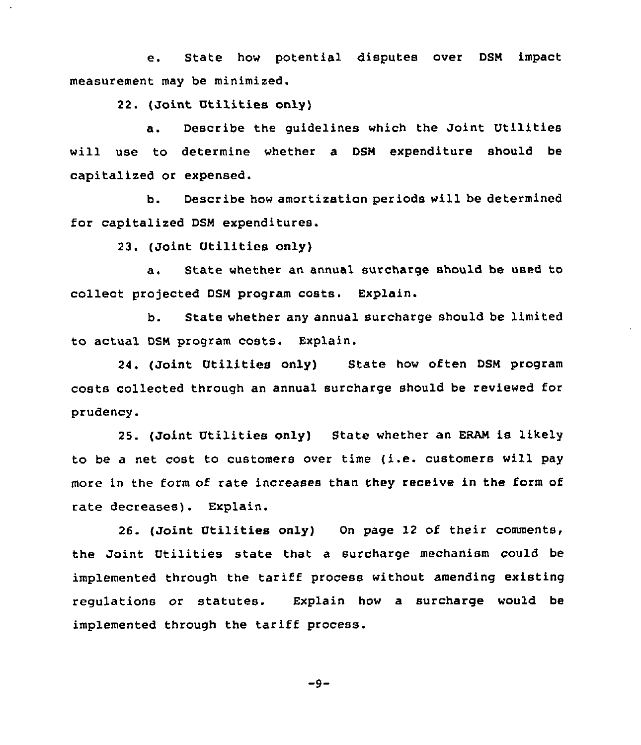e. State how potential disputes over DSM impact measurement may be minimized.

22. (Joint Utilities only)

a. Describe the guidelines which the Joint Utilities will use to determine whether a DSM expenditure should be capitalized or expensed.

b. Describe how amortization periods will be determined for capitalized DSM expenditures.

23. (Joint Utilities only)

a. State whether an annual surcharge should be used to collect projected DSM program costs. Explain.

b. State whether any annual surcharge should be limited to actual DSM program costs. Explain.

24. (Joint Utilities only) State how often DSM program costs collected through an annual surcharge should be reviewed for prudency.

25. (Joint Utilities only) State whether an ERAM is likely to be a net cost to customers over time (i.e. customers will pay more in the form of rate increases than they receive in the form of rate decreases). Explain.

26. (Joint Utilities only) On page 12 of their comments, the Joint Utilities state that a surcharge mechanism could be implemented through the tariff process without amending existing regulations or statutes. Explain how a surcharge would be implemented through the tariff process.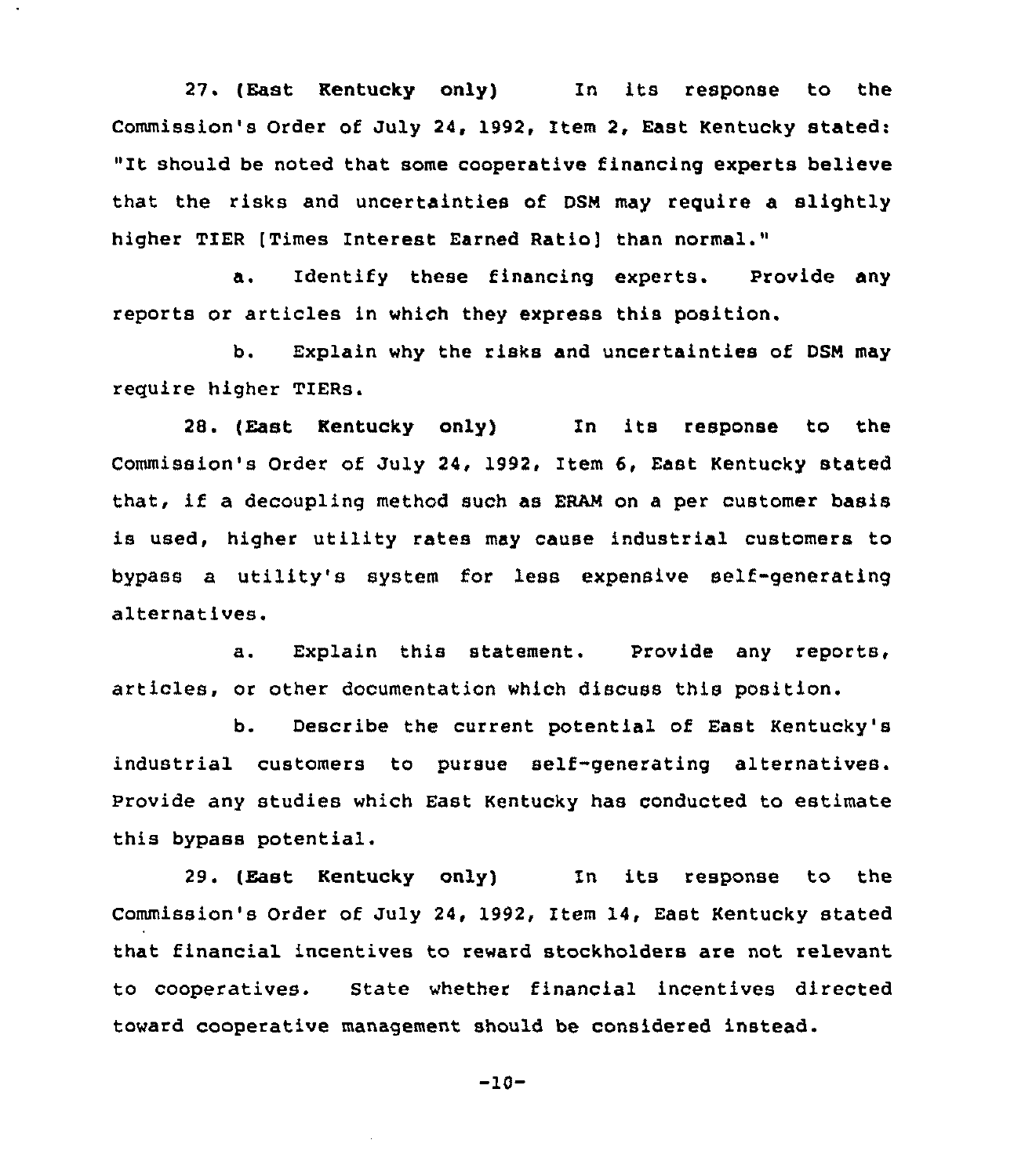27. (East Kentucky only) In its response to the Commission's Order of July 24, 1992, Item 2, East Kentucky stated: "It should be noted that some cooperative financing experts believe that the risks and uncertainties of DSM may require a slightly higher TIER [Times Interest Earned Ratio] than normal."

a. Identify these financing experts. Provide any reports or articles in which they express this position.

b. Explain why the risks and uncertainties of DSM may require higher TIERs.

28. (East Kentucky only) In its response to the Commission's Order of July 24, 1992, Item 6, East Kentucky stated that, if a decoupling method such as ERAM on a per customer basis is used, higher utility rates may cause industrial customers to bypass a utility's system for less expensive self-generating alternatives.

a. Explain this statement. Provide any reports, articles, or other documentation which discuss this position.

b. Describe the current potential of East Kentucky's industrial customers to pursue self-generating alternatives. Provide any studies which East Kentucky has conducted to estimate this bypass potential.

29. (East Kentucky only) In its response to the Commission's Order of July 24, 1992, Item 14, East Kentucky stated that financial incentives to reward stockholders are not relevant to cooperatives. State whether financial incentives directed toward cooperative management should be considered instead.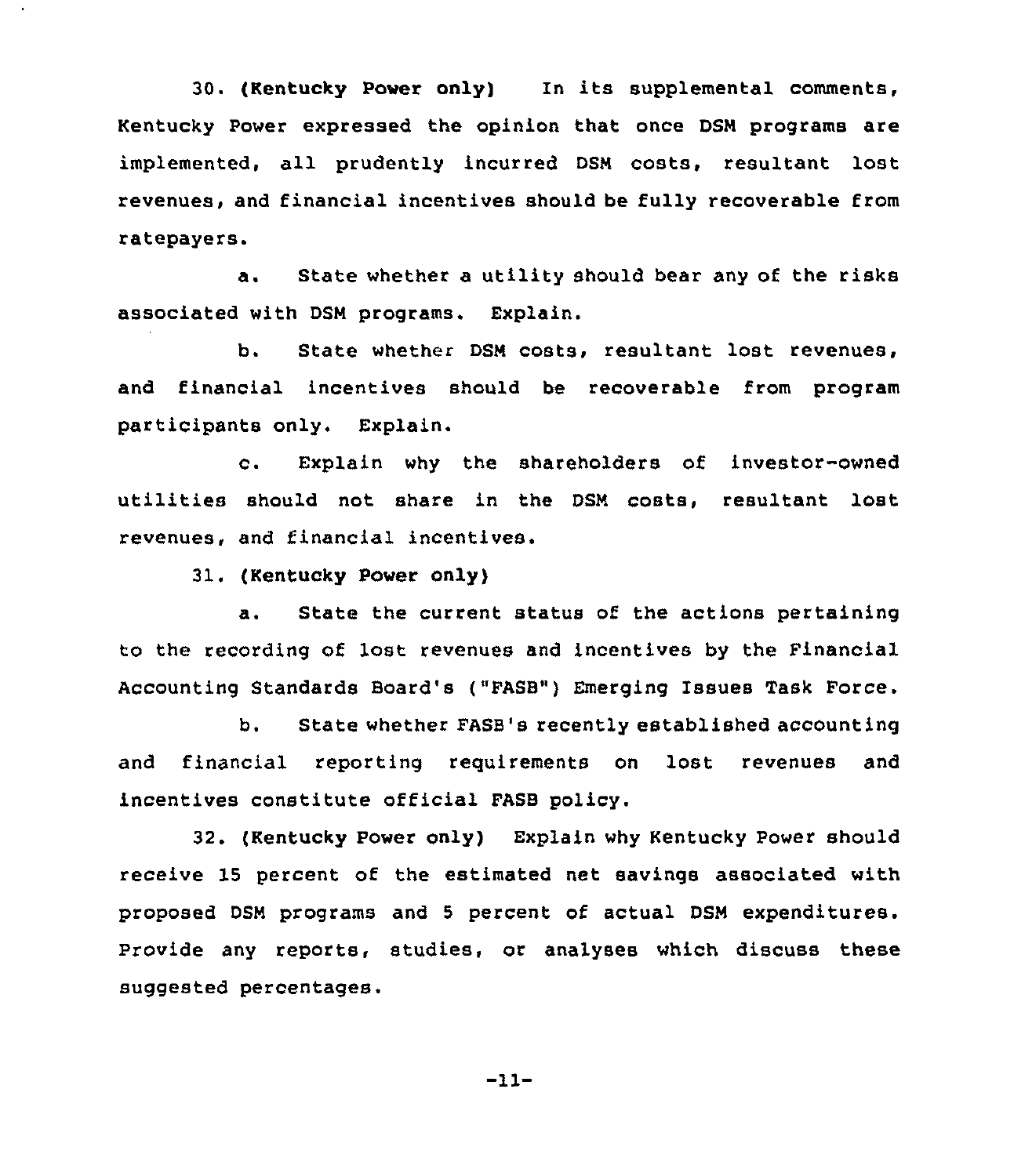30. (Kentucky Power only) In its supplemental comments, Kentucky Power expressed the opinion that once DSM programs are implemented, all prudently incurred DSM costs, resultant lost revenues, and financial incentives should be fully recoverable from ratepayers.

a. State whether a utility should bear any of the risks associated with DSM programs. Explain.

b. State whether DSM costs, resultant lost revenues, and financial incentives should be recoverable from program participants only. Explain.

c. Explain why the shareholders of investor-owned utilities should not share in the DSM costs, resultant lost revenues, and financial incentives.

31. (Kentucky Power only)

a. State the current status of the actions pertaining to the recording of lost revenues and incentives by the Financial Accounting Standards Board's ("FASB") Emerging Issues Task Force.

b. State whether FASB's recently established accounting and financial reporting requirements on lost revenues and incentives constitute official FASB policy.

32. (Kentucky Power only) Explain why Kentucky Power should receive 15 percent of the estimated net savings associated with proposed DSM programs and 5 percent of actual DSM expenditures. Provide any reports, studies, or analyses which discuss these suggested percentages.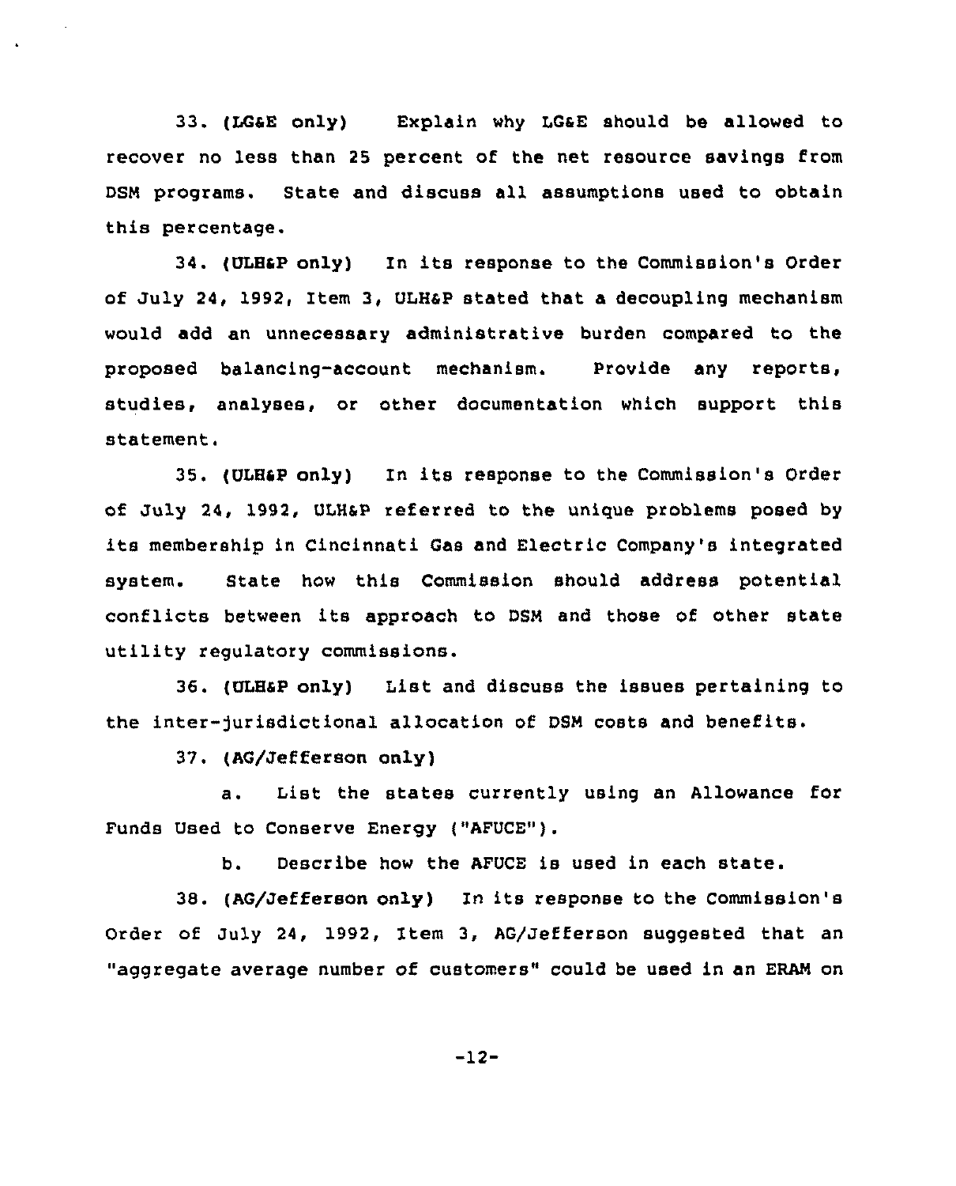33. (LG&E only) Explain why LG&E should be allowed to recover no less than 25 percent of the net resource savings from DSM programs. State and discuss all assumptions used to obtain this percentage.

34. (ULH&P only) In its response to the Commission's Order of July 24, 1992, Item 3, ULH&P stated that a decoupling mechanism would add an unnecessary administrative burden compared to the proposed balancing-account mechanism. Provide any reports, studies, analyses, or other documentation which support this statement.

35. (ULH&P only) In its response to the Commission's Order of July 24, 1992, ULH&P referred to the unique problems posed by its membership in Cincinnati Gas and Electric Company's integrated system. State how this Commission should address potential conflicts between its approach to DSM and those of other state utility regulatory commissions.

36. (ULH&P only) List and discuss the issues pertaining to the inter-jurisdictional allocation of DSM costs and benefits.

37. (AG/Jefferson only)

a. List the states currently using an Allowance for Funds Used to Conserve Energy ("AFUCE").

b. Describe how the AFUCE is used in each state.

38. (AG/Jefferson only) In its response to the Commission's Order of July 24, 1992, Item 3, AG/Jefferson suggested that an "aggregate average number of customers" could be used in an ERAM on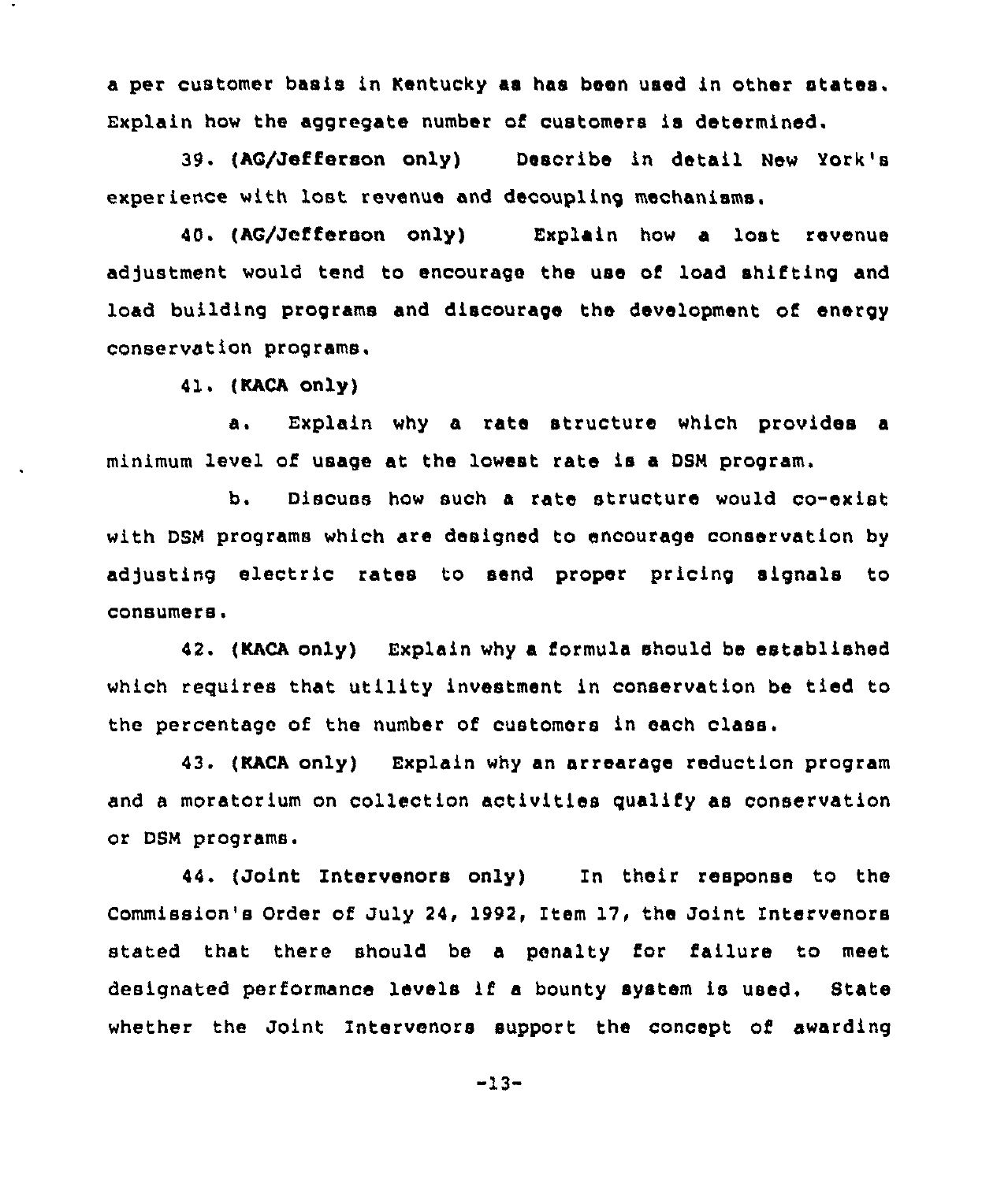a per customer basis in Kentucky as has been used in other states. Explain how the aggregate number of customers is determined.

39. (AG/Jefferson only) Describe in detail New York's experience with lost revenue and decoupling mechanisms.

40. (AG/Jefferson only) Explain how a lost revenue adjustment would tend to encourage the use of load shifting and load building programs and discourage the development of energy conservation programs.

41. (KACA only)

a. Explain why a rate structure which provides a minimum level of usage at the lowest rate is a DSM program.

b. Discuss how such a rate structure would co-exist with DSM programs which are designed to encourage conservation by adjusting electric rates to send proper pricing signals to consumers.

42. (KACA only) Explain why a formula should be established which requires that utility investment in conservation be tied to the percentage of the number of customers in each class.

43. (KACA only) Explain why an arrearage reduction program and a moratorium on collection activities qualify as conservation or DSM programs.

44. (Joint Intervenors only) In their response to the Commission's Order of July 24, 1992, Item 17, the Joint Intervenors stated that there should be a penalty for failure to meet designated performance levels if a bounty system is used. State whether the Joint Intervenors support the concept of awarding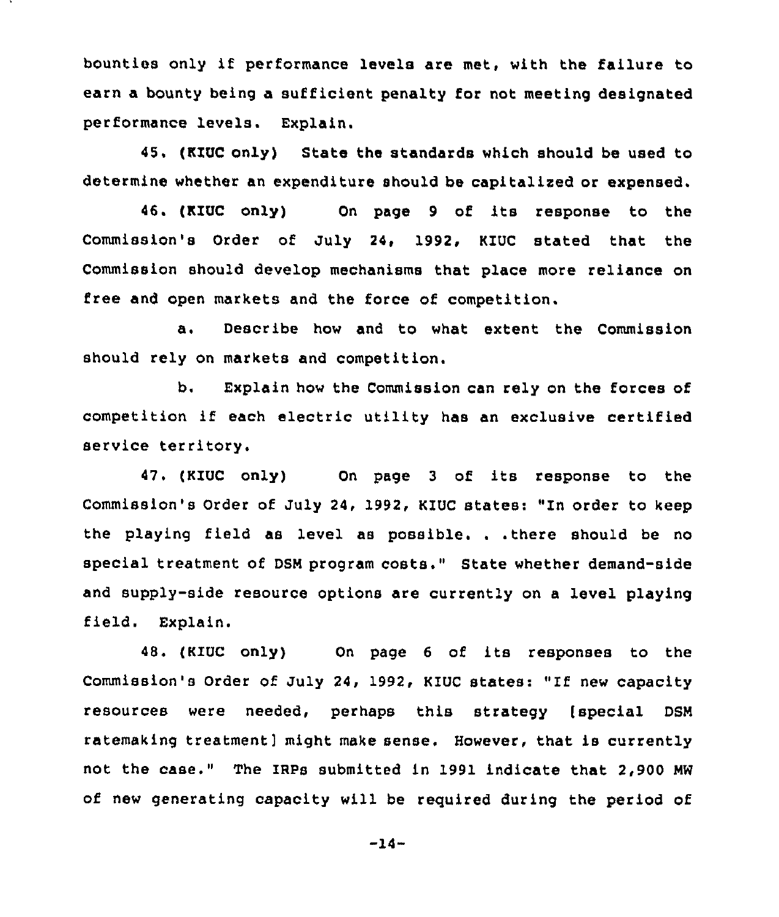bounties only if performance levels are met, with the failure to earn a bounty being a sufficient penalty for not meeting designated performance levels. Explain.

45. (KIUC only) State the standards which should be used to determine whether an expenditure should be capitalized or expensed.

46. (KIUC only) On page 9 of its response to the Commission's Order of July 24, 1992, KIUC stated that the Commission should develop mechanisms that place more reliance on free and open markets and the force of competition.

a. Describe how and to what extent the Commission should rely on markets and competition.

b. Explain how the Commission can rely on the forces of competition if each electric utility has an exclusive certified service territory.

47. (KIUC only) On page 3 of its response to the Commission's Order of July 24, 1992, KIUC states: "In order to keep the playing field as level as possible. . .there should be no special treatment of DSM program costs." State whether demand-side and supply-side resource options are currently on a level playing field. Explain.

48. (KIUC only) On page 6 of its responses to the Commission's Order of July 24, 1992, KIUC states: "If new capacity resources were needed, perhaps this strategy [special DSM ratemaking treatment] might make sense. However, that is currently not the case." The IRPs submitted in 1991 indicate that 2,900 MW of new generating capacity will be required during the period of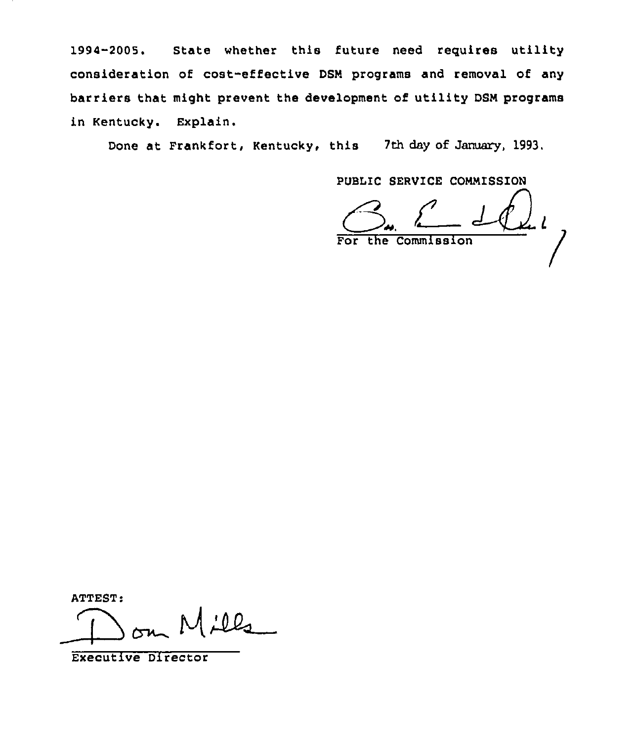1994-2005. State whether this future need requires utility consideration of cost-effective DSM programs and removal of any barriers that might prevent the development of utility DSM programs in Kentucky. Explain.

Done at Frankfort, Kentucky, this 7th day of January, 1993.

PUBLIC SERVICE COMMISSION

For the Commission

ATTEST:

Executive Director